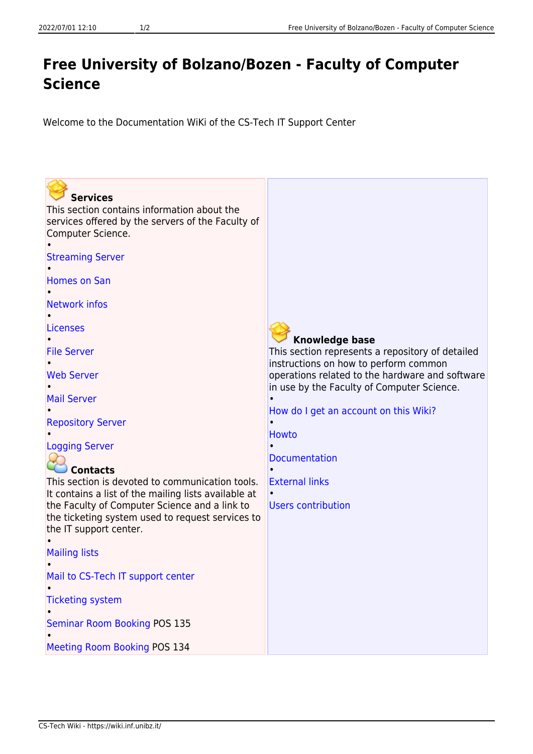# Free University of Bolzano/Bozen - Faculty of Computer Science

Welcome to the Documentation WiKi of the CS-Tech IT Support Center

### Services

This section contains information about the services offered by the servers of the Faculty of Computer Science.

- Streaming Server
- Homes on San
- Network infos
- Licenses
- File Server
- Web Server
- Mail Server
- Repository Server
- Logging Server

### Contacts

This section is devoted to communication tools. It contains a list of the mailing lists available at the Faculty of Computer Science and a link to the ticketing system used to request services to the IT support center.

- Mailing lists
- Mail to CS-Tech IT support center
- Ticketing system
- Seminar Room Booking POS 135
- Meeting Room Booking POS 134

### Knowledge base

This section represents a repository of detailed instructions on how to perform common operations related to the hardware and software in use by the Faculty of Computer Science.

- How do I get an account on this Wiki?
- Howto
- Documentation
- External links
- Users contribution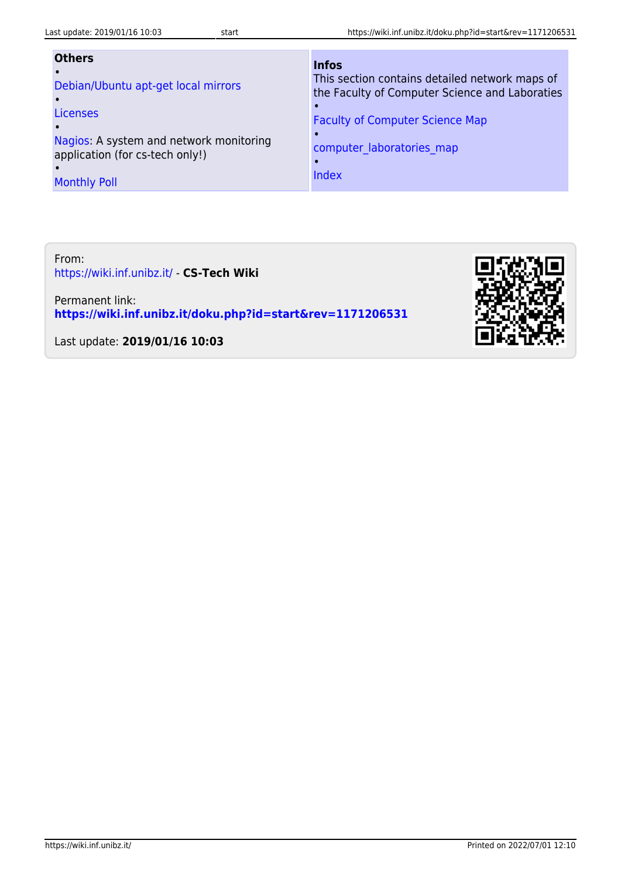**Others**

- Debian/Ubuntu apt-get local mirrors
- Licenses
- Nagios: A system and network monitoring application (for cs-tech only!)
- Monthly Poll

**Infos**

This section contains detailed network maps of the Faculty of Computer Science and Laboraties

- Faculty of Computer Science Map
- computer_laboratories_map
- Index

From:
https://wiki.inf.unibz.it/ - **CS-Tech Wiki**

Permanent link:
**https://wiki.inf.unibz.it/doku.php?id=start&rev=1171206531**

Last update: **2019/01/16 10:03**